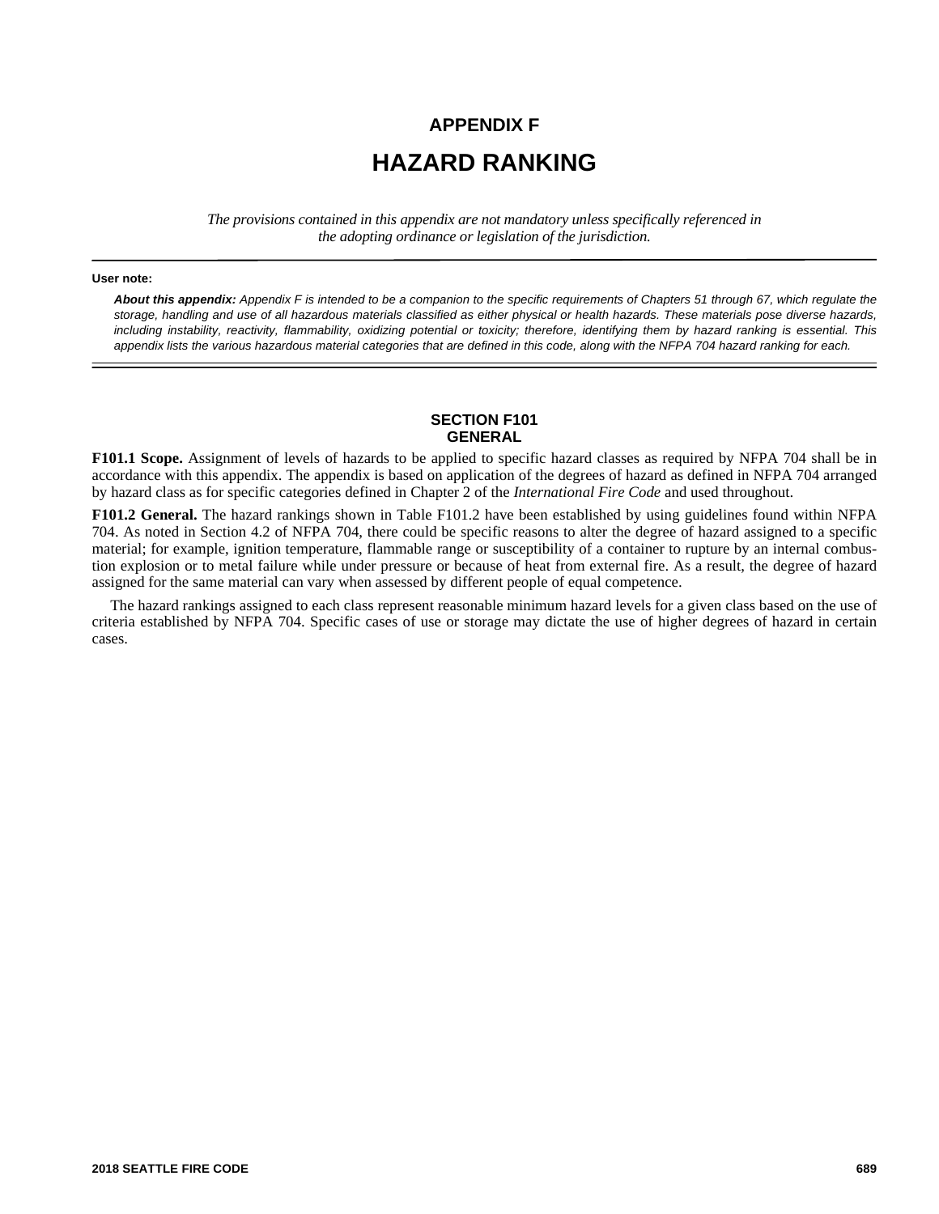# APPENDIX F

# HAZARD RANKING

*The provisions contained in this appendix are not mandatory unless specifically referenced in the adopting ordinance or legislation of the jurisdiction.*

---

**User note:**

***About this appendix:*** *Appendix F is intended to be a companion to the specific requirements of Chapters 51 through 67, which regulate the storage, handling and use of all hazardous materials classified as either physical or health hazards. These materials pose diverse hazards, including instability, reactivity, flammability, oxidizing potential or toxicity; therefore, identifying them by hazard ranking is essential. This appendix lists the various hazardous material categories that are defined in this code, along with the NFPA 704 hazard ranking for each.*

---

## SECTION F101
## GENERAL

**F101.1 Scope.** Assignment of levels of hazards to be applied to specific hazard classes as required by NFPA 704 shall be in accordance with this appendix. The appendix is based on application of the degrees of hazard as defined in NFPA 704 arranged by hazard class as for specific categories defined in Chapter 2 of the *International Fire Code* and used throughout.

**F101.2 General.** The hazard rankings shown in Table F101.2 have been established by using guidelines found within NFPA 704. As noted in Section 4.2 of NFPA 704, there could be specific reasons to alter the degree of hazard assigned to a specific material; for example, ignition temperature, flammable range or susceptibility of a container to rupture by an internal combustion explosion or to metal failure while under pressure or because of heat from external fire. As a result, the degree of hazard assigned for the same material can vary when assessed by different people of equal competence.

The hazard rankings assigned to each class represent reasonable minimum hazard levels for a given class based on the use of criteria established by NFPA 704. Specific cases of use or storage may dictate the use of higher degrees of hazard in certain cases.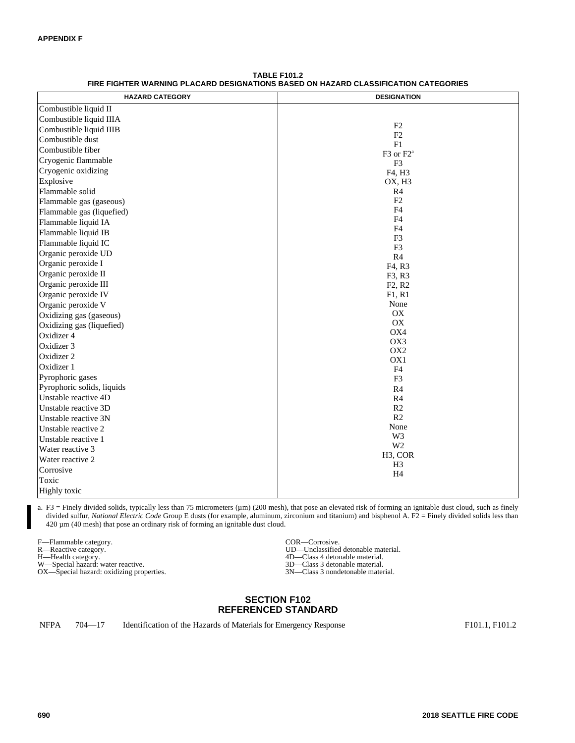**TABLE F101.2**
**FIRE FIGHTER WARNING PLACARD DESIGNATIONS BASED ON HAZARD CLASSIFICATION CATEGORIES**

| HAZARD CATEGORY | DESIGNATION |
|---|---|
| Combustible liquid II | F2 |
| Combustible liquid IIIA | F2 |
| Combustible liquid IIIB | F1 |
| Combustible dust | F3 or F2[a] |
| Combustible fiber | F3 |
| Cryogenic flammable | F4, H3 |
| Cryogenic oxidizing | OX, H3 |
| Explosive | R4 |
| Flammable solid | F2 |
| Flammable gas (gaseous) | F4 |
| Flammable gas (liquefied) | F4 |
| Flammable liquid IA | F4 |
| Flammable liquid IB | F3 |
| Flammable liquid IC | F3 |
| Organic peroxide UD | R4 |
| Organic peroxide I | F4, R3 |
| Organic peroxide II | F3, R3 |
| Organic peroxide III | F2, R2 |
| Organic peroxide IV | F1, R1 |
| Organic peroxide V | None |
| Oxidizing gas (gaseous) | OX |
| Oxidizing gas (liquefied) | OX |
| Oxidizer 4 | OX4 |
| Oxidizer 3 | OX3 |
| Oxidizer 2 | OX2 |
| Oxidizer 1 | OX1 |
| Pyrophoric gases | F4 |
| Pyrophoric solids, liquids | F3 |
| Unstable reactive 4D | R4 |
| Unstable reactive 3D | R4 |
| Unstable reactive 3N | R2 |
| Unstable reactive 2 | R2 |
| Unstable reactive 1 | None |
| Water reactive 3 | W3 |
| Water reactive 2 | W2 |
| Corrosive | H3, COR |
| Toxic | H3 |
| Highly toxic | H4 |

a. F3 = Finely divided solids, typically less than 75 micrometers (μm) (200 mesh), that pose an elevated risk of forming an ignitable dust cloud, such as finely divided sulfur, *National Electric Code* Group E dusts (for example, aluminum, zirconium and titanium) and bisphenol A. F2 = Finely divided solids less than 420 μm (40 mesh) that pose an ordinary risk of forming an ignitable dust cloud.

F—Flammable category.
R—Reactive category.
H—Health category.
W—Special hazard: water reactive.
OX—Special hazard: oxidizing properties.
COR—Corrosive.
UD—Unclassified detonable material.
4D—Class 4 detonable material.
3D—Class 3 detonable material.
3N—Class 3 nondetonable material.

## SECTION F102 REFERENCED STANDARD

NFPA 704—17 Identification of the Hazards of Materials for Emergency Response F101.1, F101.2